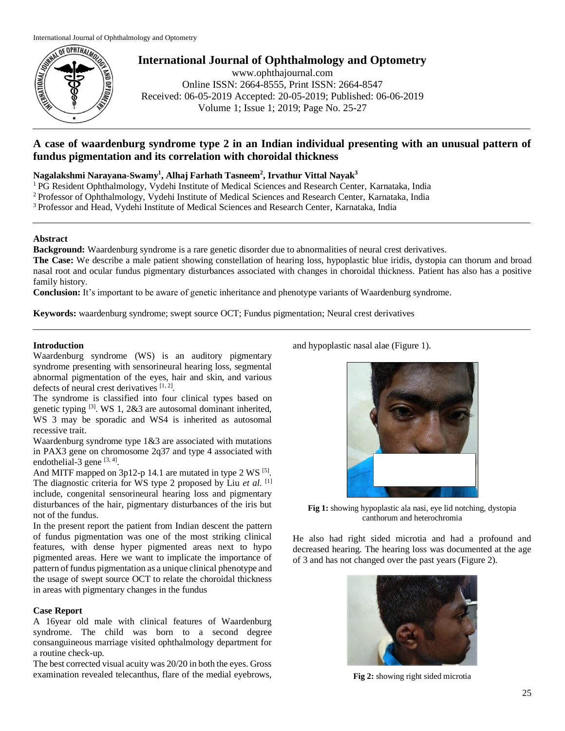# International Journal of Ophthalmology and Optometry

www.ophthajournal.com
Online ISSN: 2664-8555, Print ISSN: 2664-8547
Received: 06-05-2019 Accepted: 20-05-2019; Published: 06-06-2019
Volume 1; Issue 1; 2019; Page No. 25-27

## A case of waardenburg syndrome type 2 in an Indian individual presenting with an unusual pattern of fundus pigmentation and its correlation with choroidal thickness

**Nagalakshmi Narayana-Swamy[1], Alhaj Farhath Tasneem[2], Irvathur Vittal Nayak[3]**

[1] PG Resident Ophthalmology, Vydehi Institute of Medical Sciences and Research Center, Karnataka, India
[2] Professor of Ophthalmology, Vydehi Institute of Medical Sciences and Research Center, Karnataka, India
[3] Professor and Head, Vydehi Institute of Medical Sciences and Research Center, Karnataka, India

### Abstract

**Background:** Waardenburg syndrome is a rare genetic disorder due to abnormalities of neural crest derivatives.

**The Case:** We describe a male patient showing constellation of hearing loss, hypoplastic blue iridis, dystopia can thorum and broad nasal root and ocular fundus pigmentary disturbances associated with changes in choroidal thickness. Patient has also has a positive family history.

**Conclusion:** It's important to be aware of genetic inheritance and phenotype variants of Waardenburg syndrome.

**Keywords:** waardenburg syndrome; swept source OCT; Fundus pigmentation; Neural crest derivatives

### Introduction

Waardenburg syndrome (WS) is an auditory pigmentary syndrome presenting with sensorineural hearing loss, segmental abnormal pigmentation of the eyes, hair and skin, and various defects of neural crest derivatives [1, 2].

The syndrome is classified into four clinical types based on genetic typing [3]. WS 1, 2&3 are autosomal dominant inherited, WS 3 may be sporadic and WS4 is inherited as autosomal recessive trait.

Waardenburg syndrome type 1&3 are associated with mutations in PAX3 gene on chromosome 2q37 and type 4 associated with endothelial-3 gene [3, 4].

And MITF mapped on 3p12-p 14.1 are mutated in type 2 WS [5].

The diagnostic criteria for WS type 2 proposed by Liu *et al.* [1] include, congenital sensorineural hearing loss and pigmentary disturbances of the hair, pigmentary disturbances of the iris but not of the fundus.

In the present report the patient from Indian descent the pattern of fundus pigmentation was one of the most striking clinical features, with dense hyper pigmented areas next to hypo pigmented areas. Here we want to implicate the importance of pattern of fundus pigmentation as a unique clinical phenotype and the usage of swept source OCT to relate the choroidal thickness in areas with pigmentary changes in the fundus

### Case Report

A 16year old male with clinical features of Waardenburg syndrome. The child was born to a second degree consanguineous marriage visited ophthalmology department for a routine check-up.

The best corrected visual acuity was 20/20 in both the eyes. Gross examination revealed telecanthus, flare of the medial eyebrows, and hypoplastic nasal alae (Figure 1).

**Fig 1:** showing hypoplastic ala nasi, eye lid notching, dystopia canthorum and heterochromia

He also had right sided microtia and had a profound and decreased hearing. The hearing loss was documented at the age of 3 and has not changed over the past years (Figure 2).

**Fig 2:** showing right sided microtia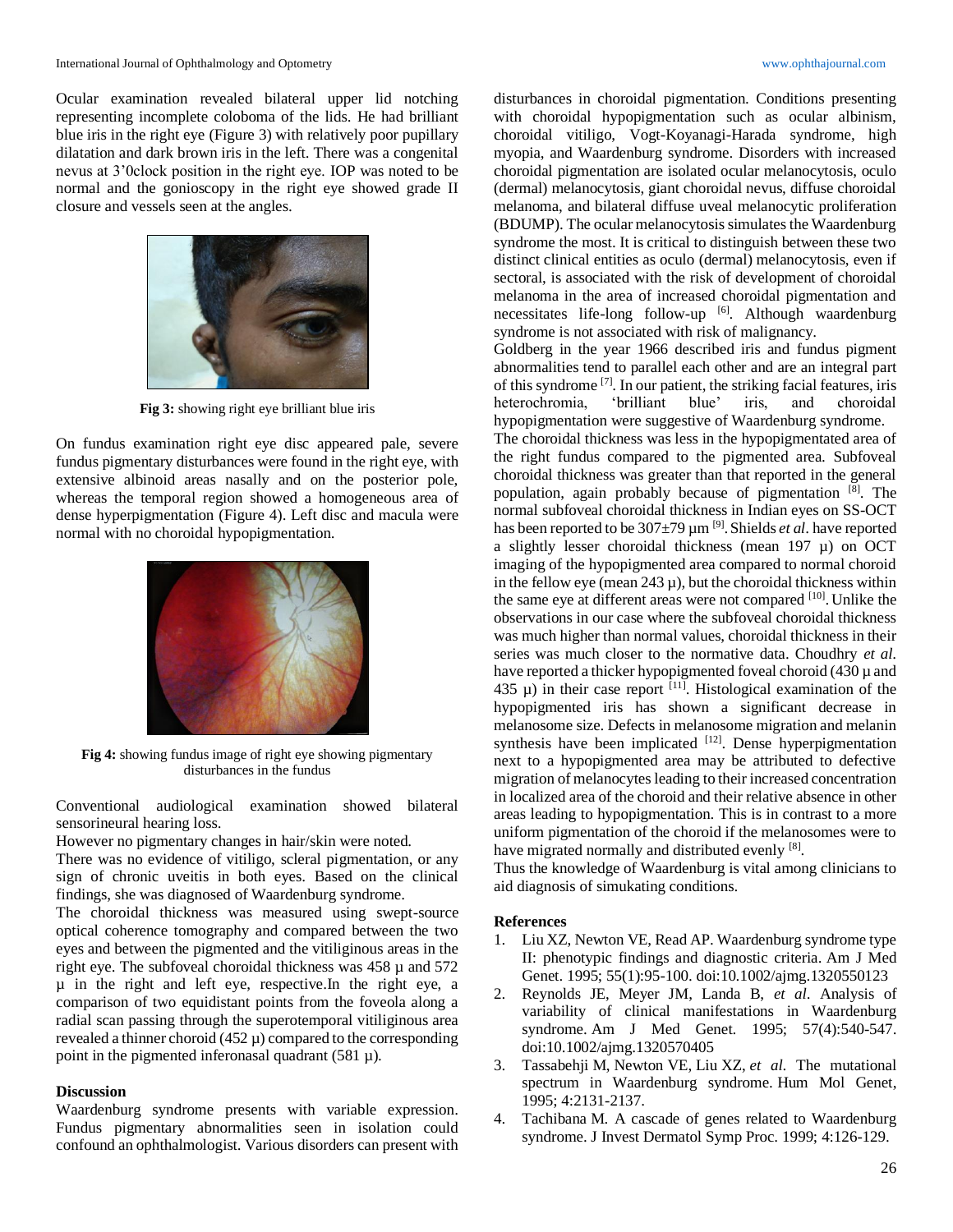Ocular examination revealed bilateral upper lid notching representing incomplete coloboma of the lids. He had brilliant blue iris in the right eye (Figure 3) with relatively poor pupillary dilatation and dark brown iris in the left. There was a congenital nevus at 3'0clock position in the right eye. IOP was noted to be normal and the gonioscopy in the right eye showed grade II closure and vessels seen at the angles.

**Fig 3:** showing right eye brilliant blue iris

On fundus examination right eye disc appeared pale, severe fundus pigmentary disturbances were found in the right eye, with extensive albinoid areas nasally and on the posterior pole, whereas the temporal region showed a homogeneous area of dense hyperpigmentation (Figure 4). Left disc and macula were normal with no choroidal hypopigmentation.

**Fig 4:** showing fundus image of right eye showing pigmentary disturbances in the fundus

Conventional audiological examination showed bilateral sensorineural hearing loss.

However no pigmentary changes in hair/skin were noted.

There was no evidence of vitiligo, scleral pigmentation, or any sign of chronic uveitis in both eyes. Based on the clinical findings, she was diagnosed of Waardenburg syndrome.

The choroidal thickness was measured using swept-source optical coherence tomography and compared between the two eyes and between the pigmented and the vitiliginous areas in the right eye. The subfoveal choroidal thickness was 458 µ and 572 µ in the right and left eye, respective.In the right eye, a comparison of two equidistant points from the foveola along a radial scan passing through the superotemporal vitiliginous area revealed a thinner choroid (452 µ) compared to the corresponding point in the pigmented inferonasal quadrant (581 µ).

## Discussion

Waardenburg syndrome presents with variable expression. Fundus pigmentary abnormalities seen in isolation could confound an ophthalmologist. Various disorders can present with disturbances in choroidal pigmentation. Conditions presenting with choroidal hypopigmentation such as ocular albinism, choroidal vitiligo, Vogt-Koyanagi-Harada syndrome, high myopia, and Waardenburg syndrome. Disorders with increased choroidal pigmentation are isolated ocular melanocytosis, oculo (dermal) melanocytosis, giant choroidal nevus, diffuse choroidal melanoma, and bilateral diffuse uveal melanocytic proliferation (BDUMP). The ocular melanocytosis simulates the Waardenburg syndrome the most. It is critical to distinguish between these two distinct clinical entities as oculo (dermal) melanocytosis, even if sectoral, is associated with the risk of development of choroidal melanoma in the area of increased choroidal pigmentation and necessitates life-long follow-up [6]. Although waardenburg syndrome is not associated with risk of malignancy.

Goldberg in the year 1966 described iris and fundus pigment abnormalities tend to parallel each other and are an integral part of this syndrome [7]. In our patient, the striking facial features, iris heterochromia, 'brilliant blue' iris, and choroidal hypopigmentation were suggestive of Waardenburg syndrome.

The choroidal thickness was less in the hypopigmented area of the right fundus compared to the pigmented area. Subfoveal choroidal thickness was greater than that reported in the general population, again probably because of pigmentation [8]. The normal subfoveal choroidal thickness in Indian eyes on SS-OCT has been reported to be 307±79 µm [9]. Shields *et al*. have reported a slightly lesser choroidal thickness (mean 197 µ) on OCT imaging of the hypopigmented area compared to normal choroid in the fellow eye (mean 243 µ), but the choroidal thickness within the same eye at different areas were not compared [10]. Unlike the observations in our case where the subfoveal choroidal thickness was much higher than normal values, choroidal thickness in their series was much closer to the normative data. Choudhry *et al*. have reported a thicker hypopigmented foveal choroid (430 µ and 435 µ) in their case report [11]. Histological examination of the hypopigmented iris has shown a significant decrease in melanosome size. Defects in melanosome migration and melanin synthesis have been implicated [12]. Dense hyperpigmentation next to a hypopigmented area may be attributed to defective migration of melanocytes leading to their increased concentration in localized area of the choroid and their relative absence in other areas leading to hypopigmentation. This is in contrast to a more uniform pigmentation of the choroid if the melanosomes were to have migrated normally and distributed evenly [8].

Thus the knowledge of Waardenburg is vital among clinicians to aid diagnosis of simukating conditions.

## References

1. Liu XZ, Newton VE, Read AP. Waardenburg syndrome type II: phenotypic findings and diagnostic criteria. Am J Med Genet. 1995; 55(1):95-100. doi:10.1002/ajmg.1320550123
2. Reynolds JE, Meyer JM, Landa B, *et al*. Analysis of variability of clinical manifestations in Waardenburg syndrome. Am J Med Genet. 1995; 57(4):540-547. doi:10.1002/ajmg.1320570405
3. Tassabehji M, Newton VE, Liu XZ, *et al*. The mutational spectrum in Waardenburg syndrome. Hum Mol Genet, 1995; 4:2131-2137.
4. Tachibana M. A cascade of genes related to Waardenburg syndrome. J Invest Dermatol Symp Proc. 1999; 4:126-129.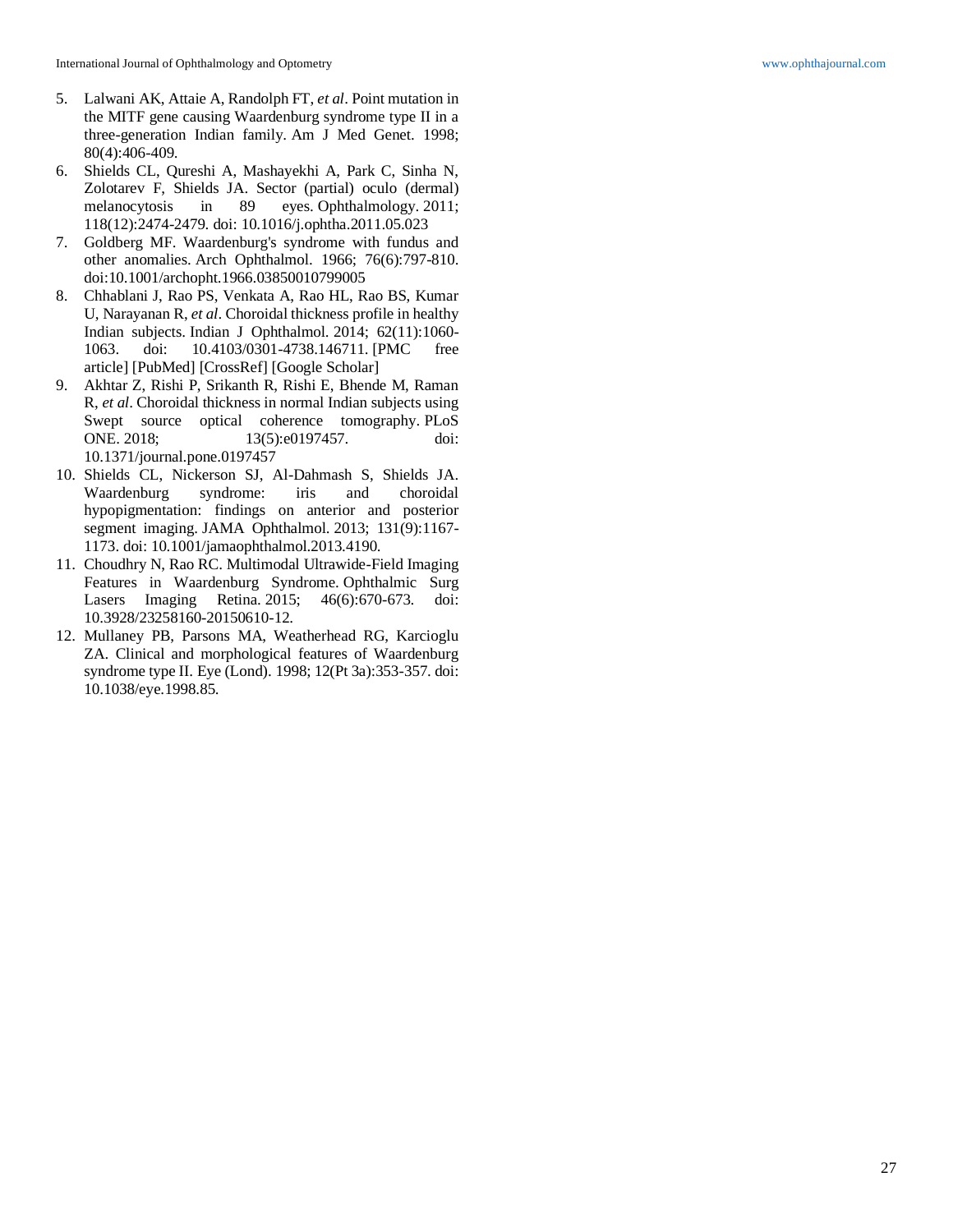5. Lalwani AK, Attaie A, Randolph FT, *et al*. Point mutation in the MITF gene causing Waardenburg syndrome type II in a three-generation Indian family. Am J Med Genet. 1998; 80(4):406-409.
6. Shields CL, Qureshi A, Mashayekhi A, Park C, Sinha N, Zolotarev F, Shields JA. Sector (partial) oculo (dermal) melanocytosis in 89 eyes. Ophthalmology. 2011; 118(12):2474-2479. doi: 10.1016/j.ophtha.2011.05.023
7. Goldberg MF. Waardenburg's syndrome with fundus and other anomalies. Arch Ophthalmol. 1966; 76(6):797-810. doi:10.1001/archopht.1966.03850010799005
8. Chhablani J, Rao PS, Venkata A, Rao HL, Rao BS, Kumar U, Narayanan R, *et al*. Choroidal thickness profile in healthy Indian subjects. Indian J Ophthalmol. 2014; 62(11):1060-1063. doi: 10.4103/0301-4738.146711. [PMC free article] [PubMed] [CrossRef] [Google Scholar]
9. Akhtar Z, Rishi P, Srikanth R, Rishi E, Bhende M, Raman R, *et al*. Choroidal thickness in normal Indian subjects using Swept source optical coherence tomography. PLoS ONE. 2018; 13(5):e0197457. doi: 10.1371/journal.pone.0197457
10. Shields CL, Nickerson SJ, Al-Dahmash S, Shields JA. Waardenburg syndrome: iris and choroidal hypopigmentation: findings on anterior and posterior segment imaging. JAMA Ophthalmol. 2013; 131(9):1167-1173. doi: 10.1001/jamaophthalmol.2013.4190.
11. Choudhry N, Rao RC. Multimodal Ultrawide-Field Imaging Features in Waardenburg Syndrome. Ophthalmic Surg Lasers Imaging Retina. 2015; 46(6):670-673. doi: 10.3928/23258160-20150610-12.
12. Mullaney PB, Parsons MA, Weatherhead RG, Karcioglu ZA. Clinical and morphological features of Waardenburg syndrome type II. Eye (Lond). 1998; 12(Pt 3a):353-357. doi: 10.1038/eye.1998.85.